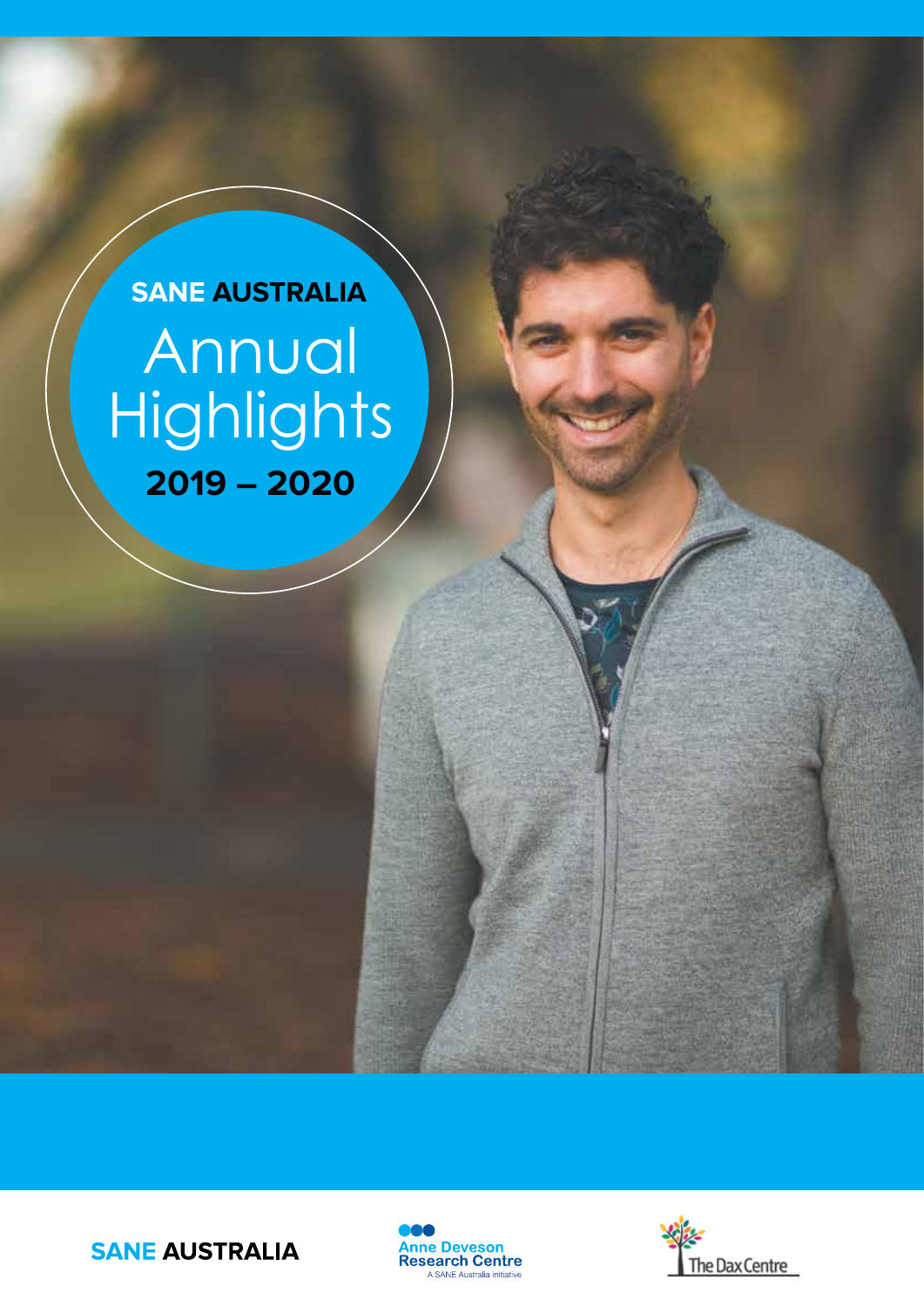# SANE AUSTRALIA

# Annual Highlights

## 2019 – 2020

SANE AUSTRALIA

Anne Deveson Research Centre
A SANE Australia initiative

The Dax Centre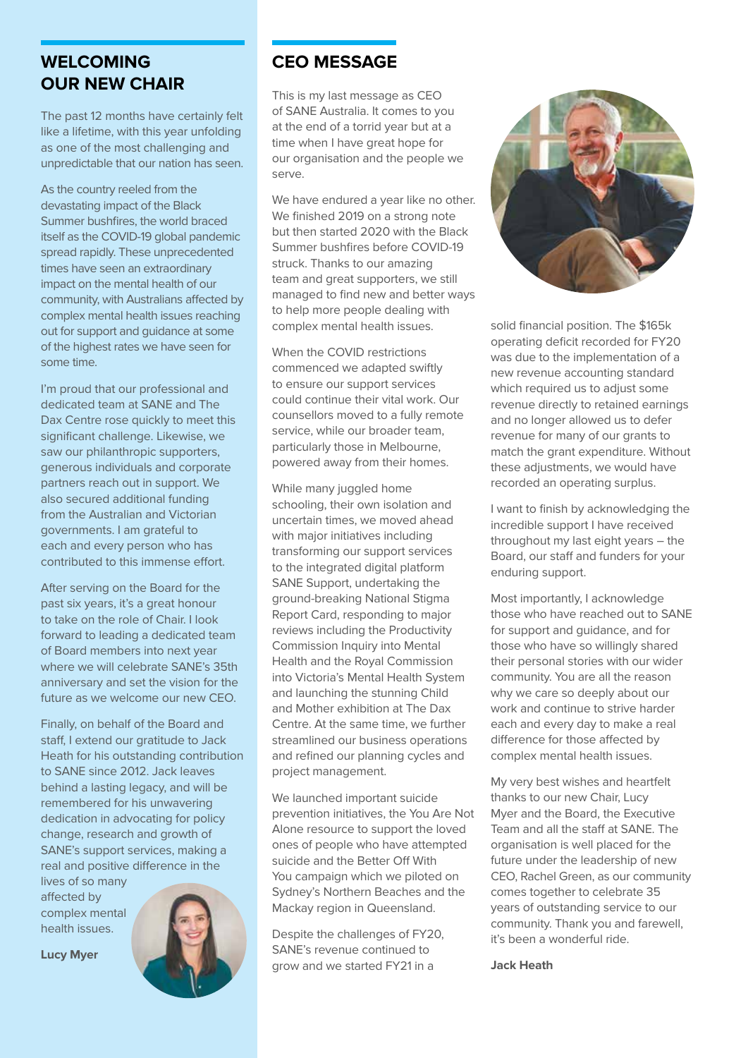## WELCOMING OUR NEW CHAIR

The past 12 months have certainly felt like a lifetime, with this year unfolding as one of the most challenging and unpredictable that our nation has seen.

As the country reeled from the devastating impact of the Black Summer bushfires, the world braced itself as the COVID-19 global pandemic spread rapidly. These unprecedented times have seen an extraordinary impact on the mental health of our community, with Australians affected by complex mental health issues reaching out for support and guidance at some of the highest rates we have seen for some time.

I'm proud that our professional and dedicated team at SANE and The Dax Centre rose quickly to meet this significant challenge. Likewise, we saw our philanthropic supporters, generous individuals and corporate partners reach out in support. We also secured additional funding from the Australian and Victorian governments. I am grateful to each and every person who has contributed to this immense effort.

After serving on the Board for the past six years, it's a great honour to take on the role of Chair. I look forward to leading a dedicated team of Board members into next year where we will celebrate SANE's 35th anniversary and set the vision for the future as we welcome our new CEO.

Finally, on behalf of the Board and staff, I extend our gratitude to Jack Heath for his outstanding contribution to SANE since 2012. Jack leaves behind a lasting legacy, and will be remembered for his unwavering dedication in advocating for policy change, research and growth of SANE's support services, making a real and positive difference in the lives of so many affected by complex mental health issues.

**Lucy Myer**

## CEO MESSAGE

This is my last message as CEO of SANE Australia. It comes to you at the end of a torrid year but at a time when I have great hope for our organisation and the people we serve.

We have endured a year like no other. We finished 2019 on a strong note but then started 2020 with the Black Summer bushfires before COVID-19 struck. Thanks to our amazing team and great supporters, we still managed to find new and better ways to help more people dealing with complex mental health issues.

When the COVID restrictions commenced we adapted swiftly to ensure our support services could continue their vital work. Our counsellors moved to a fully remote service, while our broader team, particularly those in Melbourne, powered away from their homes.

While many juggled home schooling, their own isolation and uncertain times, we moved ahead with major initiatives including transforming our support services to the integrated digital platform SANE Support, undertaking the ground-breaking National Stigma Report Card, responding to major reviews including the Productivity Commission Inquiry into Mental Health and the Royal Commission into Victoria's Mental Health System and launching the stunning Child and Mother exhibition at The Dax Centre. At the same time, we further streamlined our business operations and refined our planning cycles and project management.

We launched important suicide prevention initiatives, the You Are Not Alone resource to support the loved ones of people who have attempted suicide and the Better Off With You campaign which we piloted on Sydney's Northern Beaches and the Mackay region in Queensland.

Despite the challenges of FY20, SANE's revenue continued to grow and we started FY21 in a solid financial position. The $165k operating deficit recorded for FY20 was due to the implementation of a new revenue accounting standard which required us to adjust some revenue directly to retained earnings and no longer allowed us to defer revenue for many of our grants to match the grant expenditure. Without these adjustments, we would have recorded an operating surplus.

I want to finish by acknowledging the incredible support I have received throughout my last eight years – the Board, our staff and funders for your enduring support.

Most importantly, I acknowledge those who have reached out to SANE for support and guidance, and for those who have so willingly shared their personal stories with our wider community. You are all the reason why we care so deeply about our work and continue to strive harder each and every day to make a real difference for those affected by complex mental health issues.

My very best wishes and heartfelt thanks to our new Chair, Lucy Myer and the Board, the Executive Team and all the staff at SANE. The organisation is well placed for the future under the leadership of new CEO, Rachel Green, as our community comes together to celebrate 35 years of outstanding service to our community. Thank you and farewell, it's been a wonderful ride.

**Jack Heath**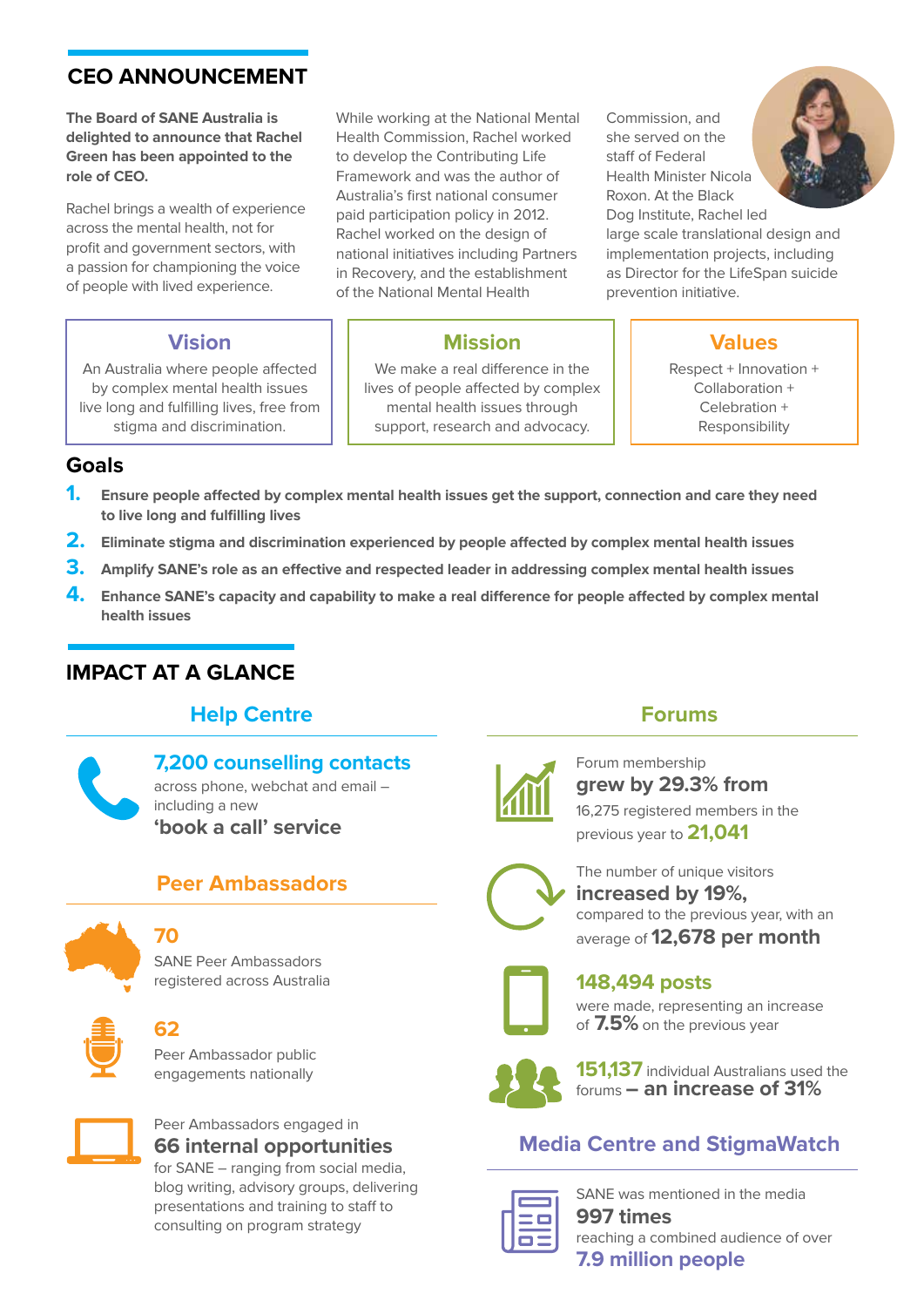## CEO ANNOUNCEMENT

**The Board of SANE Australia is delighted to announce that Rachel Green has been appointed to the role of CEO.**

Rachel brings a wealth of experience across the mental health, not for profit and government sectors, with a passion for championing the voice of people with lived experience.

While working at the National Mental Health Commission, Rachel worked to develop the Contributing Life Framework and was the author of Australia's first national consumer paid participation policy in 2012. Rachel worked on the design of national initiatives including Partners in Recovery, and the establishment of the National Mental Health Commission, and she served on the staff of Federal Health Minister Nicola Roxon. At the Black Dog Institute, Rachel led large scale translational design and implementation projects, including as Director for the LifeSpan suicide prevention initiative.

### Vision

An Australia where people affected by complex mental health issues live long and fulfilling lives, free from stigma and discrimination.

### Mission

We make a real difference in the lives of people affected by complex mental health issues through support, research and advocacy.

### Values

Respect + Innovation + Collaboration + Celebration + Responsibility

### Goals

1. **Ensure people affected by complex mental health issues get the support, connection and care they need to live long and fulfilling lives**
2. **Eliminate stigma and discrimination experienced by people affected by complex mental health issues**
3. **Amplify SANE's role as an effective and respected leader in addressing complex mental health issues**
4. **Enhance SANE's capacity and capability to make a real difference for people affected by complex mental health issues**

## IMPACT AT A GLANCE

### Help Centre

**7,200 counselling contacts** across phone, webchat and email – including a new **'book a call' service**

### Peer Ambassadors

**70**
SANE Peer Ambassadors registered across Australia

**62**
Peer Ambassador public engagements nationally

Peer Ambassadors engaged in **66 internal opportunities** for SANE – ranging from social media, blog writing, advisory groups, delivering presentations and training to staff to consulting on program strategy

### Forums

Forum membership **grew by 29.3% from** 16,275 registered members in the previous year to **21,041**

The number of unique visitors **increased by 19%,** compared to the previous year, with an average of **12,678 per month**

**148,494 posts** were made, representing an increase of **7.5%** on the previous year

**151,137** individual Australians used the forums **– an increase of 31%**

### Media Centre and StigmaWatch

SANE was mentioned in the media **997 times** reaching a combined audience of over **7.9 million people**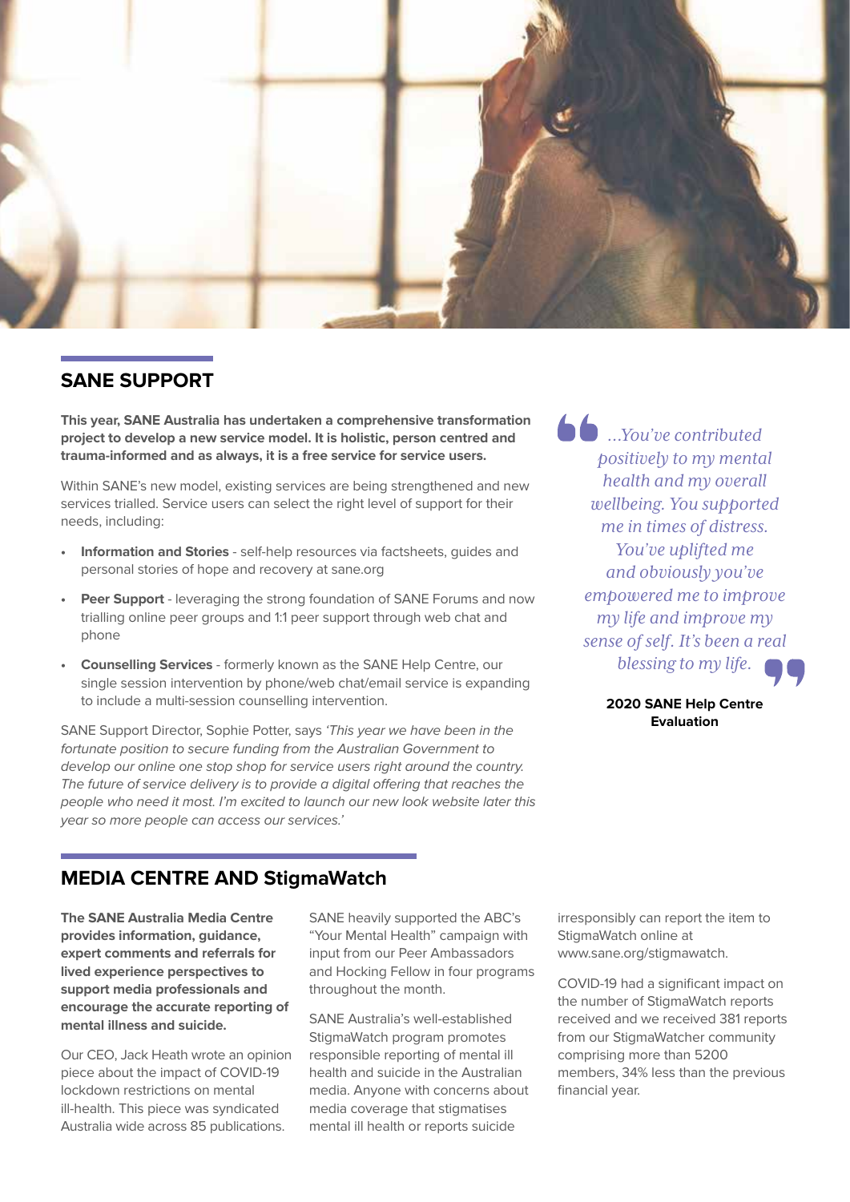## SANE SUPPORT

**This year, SANE Australia has undertaken a comprehensive transformation project to develop a new service model. It is holistic, person centred and trauma-informed and as always, it is a free service for service users.**

Within SANE's new model, existing services are being strengthened and new services trialled. Service users can select the right level of support for their needs, including:

- **Information and Stories** - self-help resources via factsheets, guides and personal stories of hope and recovery at sane.org
- **Peer Support** - leveraging the strong foundation of SANE Forums and now trialling online peer groups and 1:1 peer support through web chat and phone
- **Counselling Services** - formerly known as the SANE Help Centre, our single session intervention by phone/web chat/email service is expanding to include a multi-session counselling intervention.

SANE Support Director, Sophie Potter, says *'This year we have been in the fortunate position to secure funding from the Australian Government to develop our online one stop shop for service users right around the country. The future of service delivery is to provide a digital offering that reaches the people who need it most. I'm excited to launch our new look website later this year so more people can access our services.'*

> *...You've contributed positively to my mental health and my overall wellbeing. You supported me in times of distress. You've uplifted me and obviously you've empowered me to improve my life and improve my sense of self. It's been a real blessing to my life.*
>
> **2020 SANE Help Centre Evaluation**

## MEDIA CENTRE AND StigmaWatch

**The SANE Australia Media Centre provides information, guidance, expert comments and referrals for lived experience perspectives to support media professionals and encourage the accurate reporting of mental illness and suicide.**

Our CEO, Jack Heath wrote an opinion piece about the impact of COVID-19 lockdown restrictions on mental ill-health. This piece was syndicated Australia wide across 85 publications.

SANE heavily supported the ABC's "Your Mental Health" campaign with input from our Peer Ambassadors and Hocking Fellow in four programs throughout the month.

SANE Australia's well-established StigmaWatch program promotes responsible reporting of mental ill health and suicide in the Australian media. Anyone with concerns about media coverage that stigmatises mental ill health or reports suicide irresponsibly can report the item to StigmaWatch online at www.sane.org/stigmawatch.

COVID-19 had a significant impact on the number of StigmaWatch reports received and we received 381 reports from our StigmaWatcher community comprising more than 5200 members, 34% less than the previous financial year.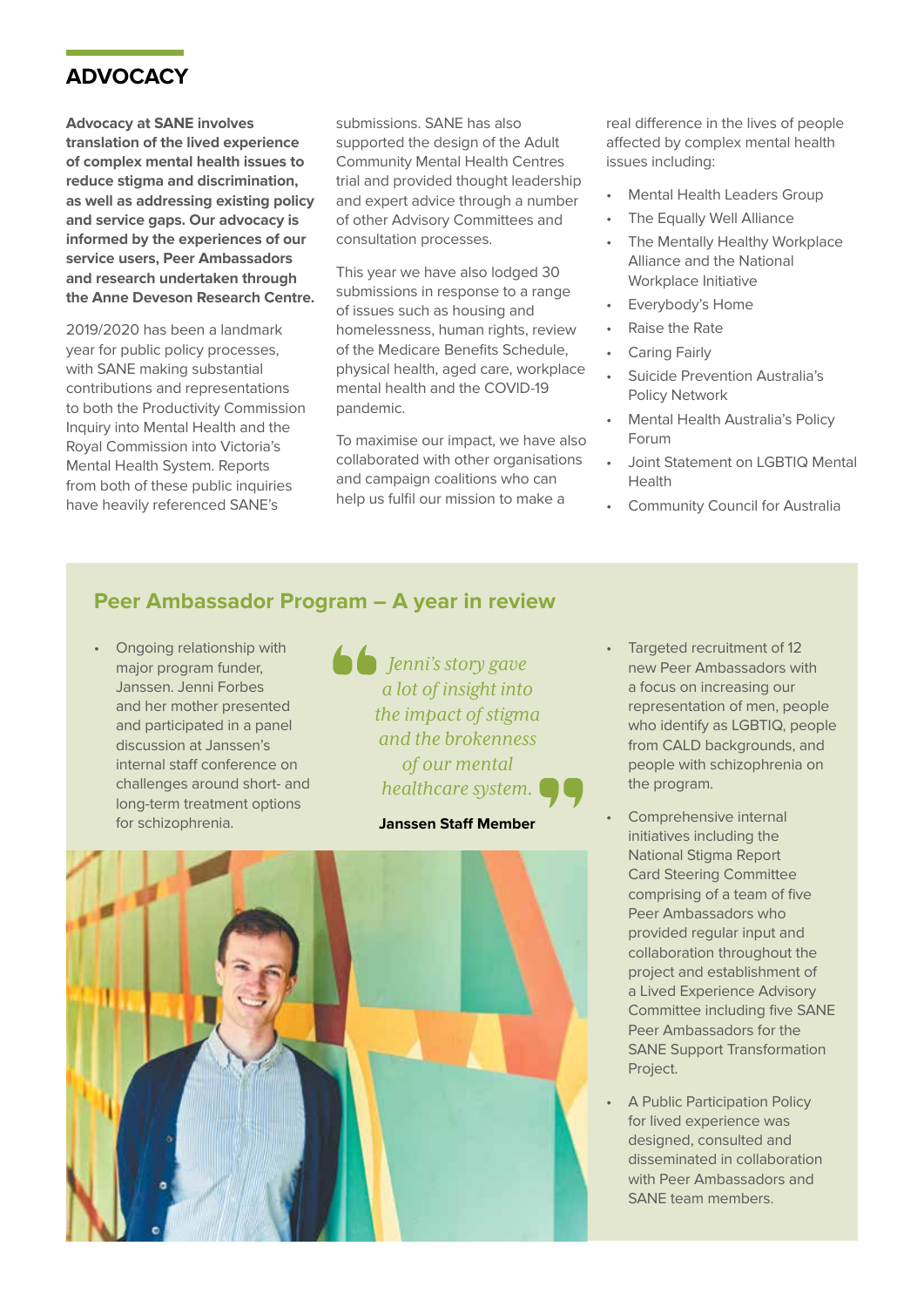## ADVOCACY

**Advocacy at SANE involves translation of the lived experience of complex mental health issues to reduce stigma and discrimination, as well as addressing existing policy and service gaps. Our advocacy is informed by the experiences of our service users, Peer Ambassadors and research undertaken through the Anne Deveson Research Centre.**

2019/2020 has been a landmark year for public policy processes, with SANE making substantial contributions and representations to both the Productivity Commission Inquiry into Mental Health and the Royal Commission into Victoria's Mental Health System. Reports from both of these public inquiries have heavily referenced SANE's submissions. SANE has also supported the design of the Adult Community Mental Health Centres trial and provided thought leadership and expert advice through a number of other Advisory Committees and consultation processes.

This year we have also lodged 30 submissions in response to a range of issues such as housing and homelessness, human rights, review of the Medicare Benefits Schedule, physical health, aged care, workplace mental health and the COVID-19 pandemic.

To maximise our impact, we have also collaborated with other organisations and campaign coalitions who can help us fulfil our mission to make a real difference in the lives of people affected by complex mental health issues including:

- Mental Health Leaders Group
- The Equally Well Alliance
- The Mentally Healthy Workplace Alliance and the National Workplace Initiative
- Everybody's Home
- Raise the Rate
- Caring Fairly
- Suicide Prevention Australia's Policy Network
- Mental Health Australia's Policy Forum
- Joint Statement on LGBTIQ Mental Health
- Community Council for Australia

### Peer Ambassador Program – A year in review

- Ongoing relationship with major program funder, Janssen. Jenni Forbes and her mother presented and participated in a panel discussion at Janssen's internal staff conference on challenges around short- and long-term treatment options for schizophrenia.

> *Jenni's story gave a lot of insight into the impact of stigma and the brokenness of our mental healthcare system.*
>
> **Janssen Staff Member**

- Targeted recruitment of 12 new Peer Ambassadors with a focus on increasing our representation of men, people who identify as LGBTIQ, people from CALD backgrounds, and people with schizophrenia on the program.
- Comprehensive internal initiatives including the National Stigma Report Card Steering Committee comprising of a team of five Peer Ambassadors who provided regular input and collaboration throughout the project and establishment of a Lived Experience Advisory Committee including five SANE Peer Ambassadors for the SANE Support Transformation Project.
- A Public Participation Policy for lived experience was designed, consulted and disseminated in collaboration with Peer Ambassadors and SANE team members.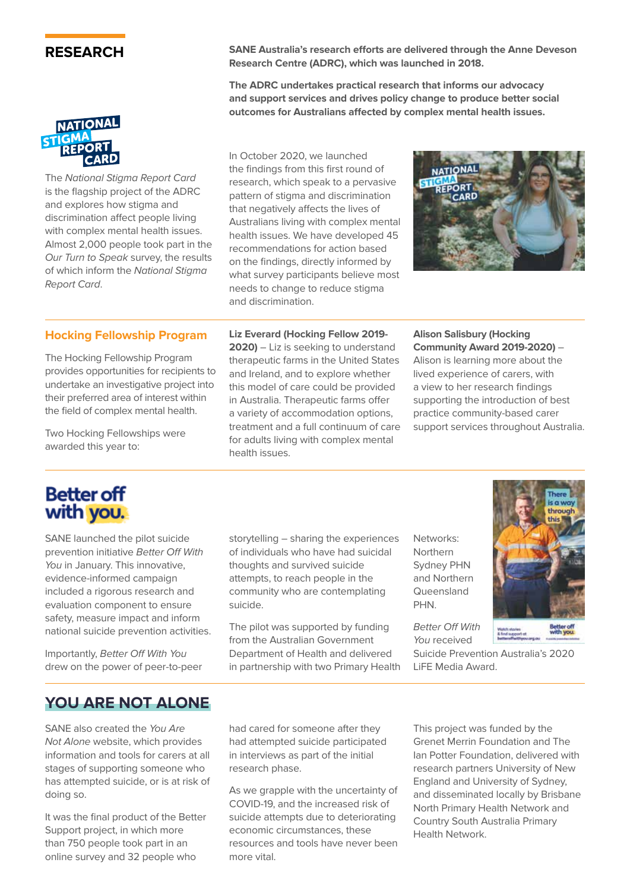# RESEARCH

**SANE Australia's research efforts are delivered through the Anne Deveson Research Centre (ADRC), which was launched in 2018.**

**The ADRC undertakes practical research that informs our advocacy and support services and drives policy change to produce better social outcomes for Australians affected by complex mental health issues.**

The *National Stigma Report Card* is the flagship project of the ADRC and explores how stigma and discrimination affect people living with complex mental health issues. Almost 2,000 people took part in the *Our Turn to Speak* survey, the results of which inform the *National Stigma Report Card*.

In October 2020, we launched the findings from this first round of research, which speak to a pervasive pattern of stigma and discrimination that negatively affects the lives of Australians living with complex mental health issues. We have developed 45 recommendations for action based on the findings, directly informed by what survey participants believe most needs to change to reduce stigma and discrimination.

## Hocking Fellowship Program

The Hocking Fellowship Program provides opportunities for recipients to undertake an investigative project into their preferred area of interest within the field of complex mental health.

Two Hocking Fellowships were awarded this year to:

**Liz Everard (Hocking Fellow 2019-2020)** – Liz is seeking to understand therapeutic farms in the United States and Ireland, and to explore whether this model of care could be provided in Australia. Therapeutic farms offer a variety of accommodation options, treatment and a full continuum of care for adults living with complex mental health issues.

**Alison Salisbury (Hocking Community Award 2019-2020)** – Alison is learning more about the lived experience of carers, with a view to her research findings supporting the introduction of best practice community-based carer support services throughout Australia.

## Better off with you.

SANE launched the pilot suicide prevention initiative *Better Off With You* in January. This innovative, evidence-informed campaign included a rigorous research and evaluation component to ensure safety, measure impact and inform national suicide prevention activities.

Importantly, *Better Off With You* drew on the power of peer-to-peer storytelling – sharing the experiences of individuals who have had suicidal thoughts and survived suicide attempts, to reach people in the community who are contemplating suicide.

The pilot was supported by funding from the Australian Government Department of Health and delivered in partnership with two Primary Health Networks: Northern Sydney PHN and Northern Queensland PHN.

*Better Off With You* received Suicide Prevention Australia's 2020 LiFE Media Award.

## YOU ARE NOT ALONE

SANE also created the *You Are Not Alone* website, which provides information and tools for carers at all stages of supporting someone who has attempted suicide, or is at risk of doing so.

It was the final product of the Better Support project, in which more than 750 people took part in an online survey and 32 people who had cared for someone after they had attempted suicide participated in interviews as part of the initial research phase.

As we grapple with the uncertainty of COVID-19, and the increased risk of suicide attempts due to deteriorating economic circumstances, these resources and tools have never been more vital.

This project was funded by the Grenet Merrin Foundation and The Ian Potter Foundation, delivered with research partners University of New England and University of Sydney, and disseminated locally by Brisbane North Primary Health Network and Country South Australia Primary Health Network.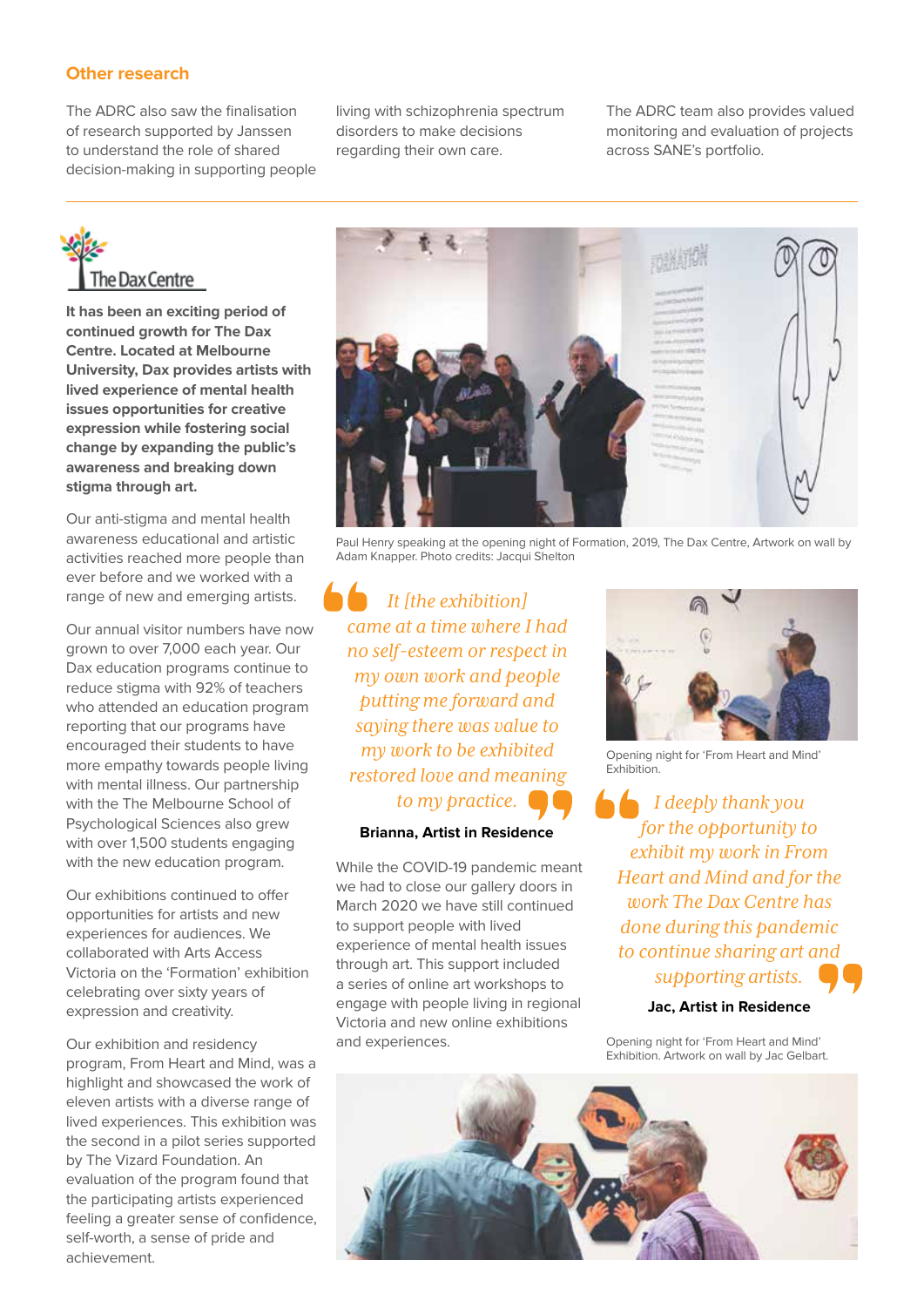## Other research

The ADRC also saw the finalisation of research supported by Janssen to understand the role of shared decision-making in supporting people living with schizophrenia spectrum disorders to make decisions regarding their own care.

The ADRC team also provides valued monitoring and evaluation of projects across SANE's portfolio.

---

The Dax Centre

**It has been an exciting period of continued growth for The Dax Centre. Located at Melbourne University, Dax provides artists with lived experience of mental health issues opportunities for creative expression while fostering social change by expanding the public's awareness and breaking down stigma through art.**

Our anti-stigma and mental health awareness educational and artistic activities reached more people than ever before and we worked with a range of new and emerging artists.

Our annual visitor numbers have now grown to over 7,000 each year. Our Dax education programs continue to reduce stigma with 92% of teachers who attended an education program reporting that our programs have encouraged their students to have more empathy towards people living with mental illness. Our partnership with the The Melbourne School of Psychological Sciences also grew with over 1,500 students engaging with the new education program.

Our exhibitions continued to offer opportunities for artists and new experiences for audiences. We collaborated with Arts Access Victoria on the 'Formation' exhibition celebrating over sixty years of expression and creativity.

Our exhibition and residency program, From Heart and Mind, was a highlight and showcased the work of eleven artists with a diverse range of lived experiences. This exhibition was the second in a pilot series supported by The Vizard Foundation. An evaluation of the program found that the participating artists experienced feeling a greater sense of confidence, self-worth, a sense of pride and achievement.

Paul Henry speaking at the opening night of Formation, 2019, The Dax Centre, Artwork on wall by Adam Knapper. Photo credits: Jacqui Shelton

> *It [the exhibition] came at a time where I had no self-esteem or respect in my own work and people putting me forward and saying there was value to my work to be exhibited restored love and meaning to my practice.*
>
> **Brianna, Artist in Residence**

While the COVID-19 pandemic meant we had to close our gallery doors in March 2020 we have still continued to support people with lived experience of mental health issues through art. This support included a series of online art workshops to engage with people living in regional Victoria and new online exhibitions and experiences.

Opening night for 'From Heart and Mind' Exhibition.

> *I deeply thank you for the opportunity to exhibit my work in From Heart and Mind and for the work The Dax Centre has done during this pandemic to continue sharing art and supporting artists.*
>
> **Jac, Artist in Residence**

Opening night for 'From Heart and Mind' Exhibition. Artwork on wall by Jac Gelbart.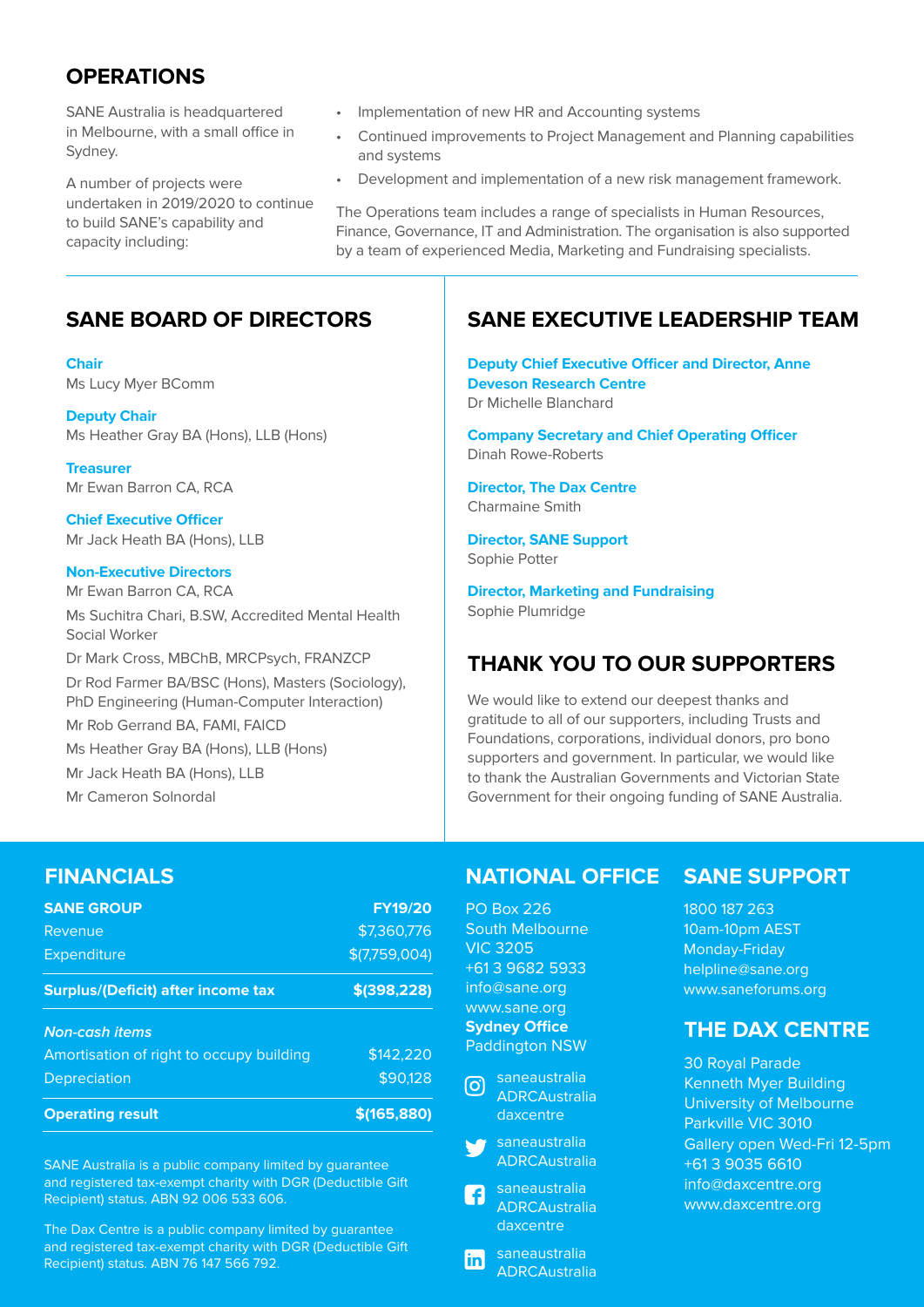## OPERATIONS

SANE Australia is headquartered in Melbourne, with a small office in Sydney.

A number of projects were undertaken in 2019/2020 to continue to build SANE's capability and capacity including:

- Implementation of new HR and Accounting systems
- Continued improvements to Project Management and Planning capabilities and systems
- Development and implementation of a new risk management framework.

The Operations team includes a range of specialists in Human Resources, Finance, Governance, IT and Administration. The organisation is also supported by a team of experienced Media, Marketing and Fundraising specialists.

## SANE BOARD OF DIRECTORS

**Chair**
Ms Lucy Myer BComm

**Deputy Chair**
Ms Heather Gray BA (Hons), LLB (Hons)

**Treasurer**
Mr Ewan Barron CA, RCA

**Chief Executive Officer**
Mr Jack Heath BA (Hons), LLB

**Non-Executive Directors**
Mr Ewan Barron CA, RCA

Ms Suchitra Chari, B.SW, Accredited Mental Health Social Worker

Dr Mark Cross, MBChB, MRCPsych, FRANZCP

Dr Rod Farmer BA/BSC (Hons), Masters (Sociology), PhD Engineering (Human-Computer Interaction)

Mr Rob Gerrand BA, FAMI, FAICD

Ms Heather Gray BA (Hons), LLB (Hons)

Mr Jack Heath BA (Hons), LLB

Mr Cameron Solnordal

## SANE EXECUTIVE LEADERSHIP TEAM

**Deputy Chief Executive Officer and Director, Anne Deveson Research Centre**
Dr Michelle Blanchard

**Company Secretary and Chief Operating Officer**
Dinah Rowe-Roberts

**Director, The Dax Centre**
Charmaine Smith

**Director, SANE Support**
Sophie Potter

**Director, Marketing and Fundraising**
Sophie Plumridge

## THANK YOU TO OUR SUPPORTERS

We would like to extend our deepest thanks and gratitude to all of our supporters, including Trusts and Foundations, corporations, individual donors, pro bono supporters and government. In particular, we would like to thank the Australian Governments and Victorian State Government for their ongoing funding of SANE Australia.

## FINANCIALS

| **SANE GROUP** | **FY19/20** |
|---|---|
| Revenue | $7,360,776 |
| Expenditure | $(7,759,004) |
| **Surplus/(Deficit) after income tax** | **$(398,228)** |
| *Non-cash items* | |
| Amortisation of right to occupy building | $142,220 |
| Depreciation | $90,128 |
| **Operating result** | **$(165,880)** |

SANE Australia is a public company limited by guarantee and registered tax-exempt charity with DGR (Deductible Gift Recipient) status. ABN 92 006 533 606.

The Dax Centre is a public company limited by guarantee and registered tax-exempt charity with DGR (Deductible Gift Recipient) status. ABN 76 147 566 792.

## NATIONAL OFFICE

PO Box 226
South Melbourne
VIC 3205
+61 3 9682 5933
info@sane.org
www.sane.org

**Sydney Office**
Paddington NSW

Instagram: saneaustralia, ADRCAustralia, daxcentre

Twitter: saneaustralia, ADRCAustralia

Facebook: saneaustralia, ADRCAustralia, daxcentre

LinkedIn: saneaustralia, ADRCAustralia

## SANE SUPPORT

1800 187 263
10am-10pm AEST
Monday-Friday
helpline@sane.org
www.saneforums.org

## THE DAX CENTRE

30 Royal Parade
Kenneth Myer Building
University of Melbourne
Parkville VIC 3010
Gallery open Wed-Fri 12-5pm
+61 3 9035 6610
info@daxcentre.org
www.daxcentre.org